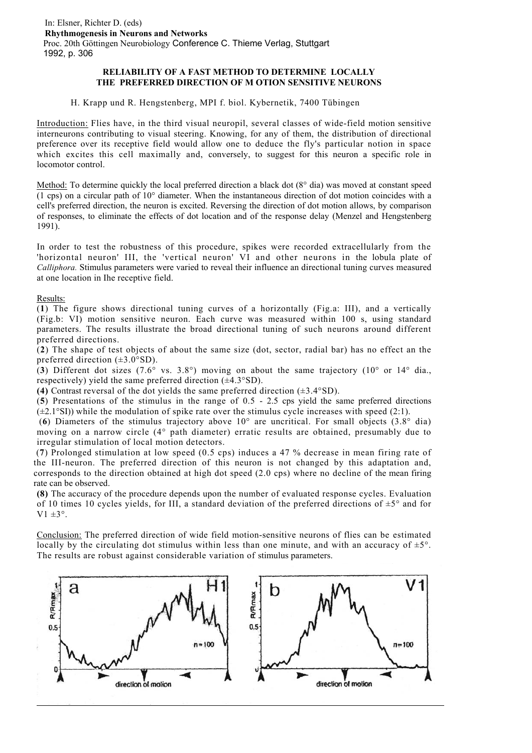In: Elsner, Richter D. (eds)
**Rhythmogenesis in Neurons and Networks**
Proc. 20th Göttingen Neurobiology Conference C. Thieme Verlag, Stuttgart
1992, p. 306

# RELIABILITY OF A FAST METHOD TO DETERMINE LOCALLY THE PREFERRED DIRECTION OF M OTION SENSITIVE NEURONS

H. Krapp und R. Hengstenberg, MPI f. biol. Kybernetik, 7400 Tübingen

Introduction: Flies have, in the third visual neuropil, several classes of wide-field motion sensitive interneurons contributing to visual steering. Knowing, for any of them, the distribution of directional preference over its receptive field would allow one to deduce the fly's particular notion in space which excites this cell maximally and, conversely, to suggest for this neuron a specific role in locomotor control.

Method: To determine quickly the local preferred direction a black dot (8° dia) was moved at constant speed (1 cps) on a circular path of 10° diameter. When the instantaneous direction of dot motion coincides with a cell's preferred direction, the neuron is excited. Reversing the direction of dot motion allows, by comparison of responses, to eliminate the effects of dot location and of the response delay (Menzel and Hengstenberg 1991).

In order to test the robustness of this procedure, spikes were recorded extracellularly from the 'horizontal neuron' III, the 'vertical neuron' VI and other neurons in the lobula plate of *Calliphora.* Stimulus parameters were varied to reveal their influence an directional tuning curves measured at one location in Ihe receptive field.

Results:

(**1**) The figure shows directional tuning curves of a horizontally (Fig.a: III), and a vertically (Fig.b: VI) motion sensitive neuron. Each curve was measured within 100 s, using standard parameters. The results illustrate the broad directional tuning of such neurons around different preferred directions.

(**2**) The shape of test objects of about the same size (dot, sector, radial bar) has no effect an the preferred direction (±3.0°SD).

(**3**) Different dot sizes (7.6° vs. 3.8°) moving on about the same trajectory (10° or 14° dia., respectively) yield the same preferred direction (±4.3°SD).

**(4)** Contrast reversal of the dot yields the same preferred direction (±3.4°SD).

(**5**) Presentations of the stimulus in the range of 0.5 - 2.5 cps yield the same preferred directions (±2.1°SI)) while the modulation of spike rate over the stimulus cycle increases with speed (2:1).

(**6**) Diameters of the stimulus trajectory above 10° are uncritical. For small objects (3.8° dia) moving on a narrow circle (4° path diameter) erratic results are obtained, presumably due to irregular stimulation of local motion detectors.

(**7**) Prolonged stimulation at low speed (0.5 cps) induces a 47 % decrease in mean firing rate of the III-neuron. The preferred direction of this neuron is not changed by this adaptation and, corresponds to the direction obtained at high dot speed (2.0 cps) where no decline of the mean firing rate can be observed.

**(8)** The accuracy of the procedure depends upon the number of evaluated response cycles. Evaluation of 10 times 10 cycles yields, for III, a standard deviation of the preferred directions of ±5° and for V1 ±3°.

Conclusion: The preferred direction of wide field motion-sensitive neurons of flies can be estimated locally by the circulating dot stimulus within less than one minute, and with an accuracy of ±5°. The results are robust against considerable variation of stimulus parameters.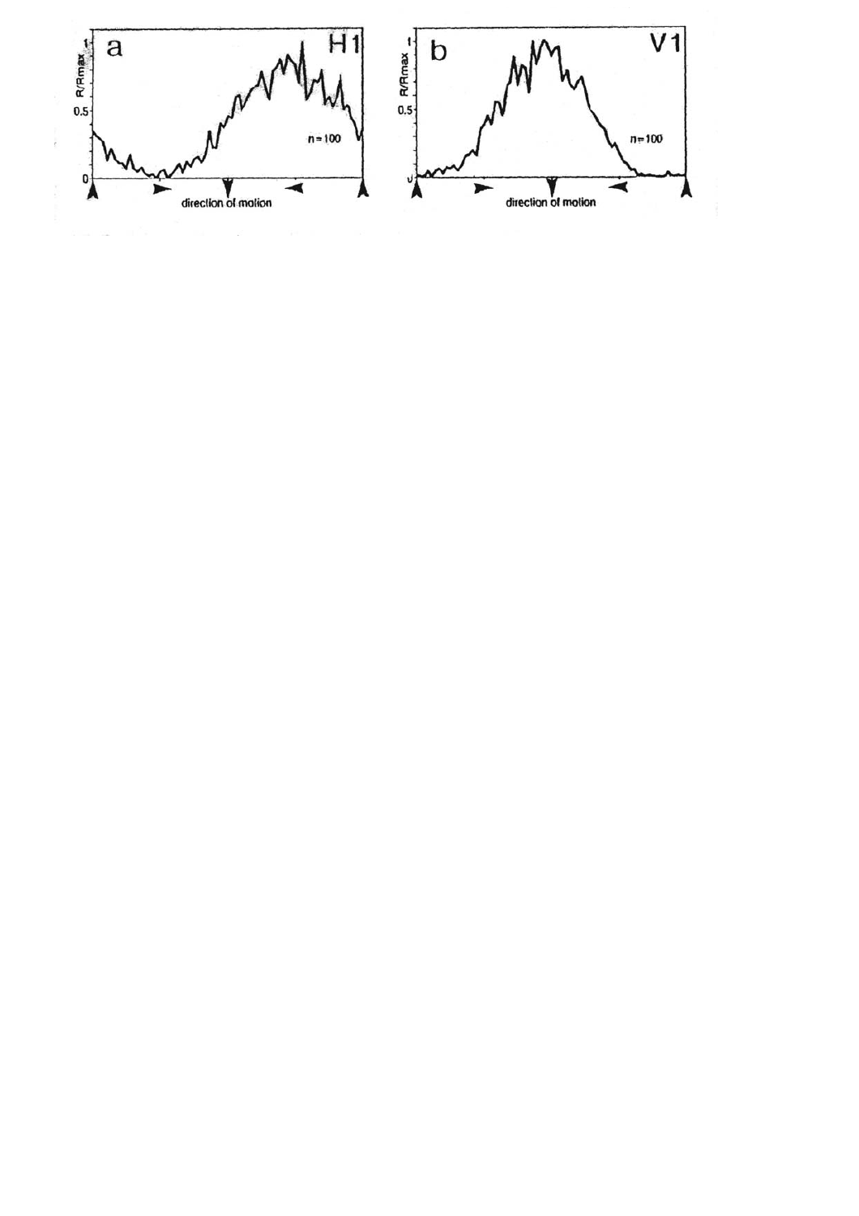a

H1

R/Rmax

1

0.5

0

n=100

direction of motion

b

V1

R/Rmax

1

0.5

0

n=100

direction of motion